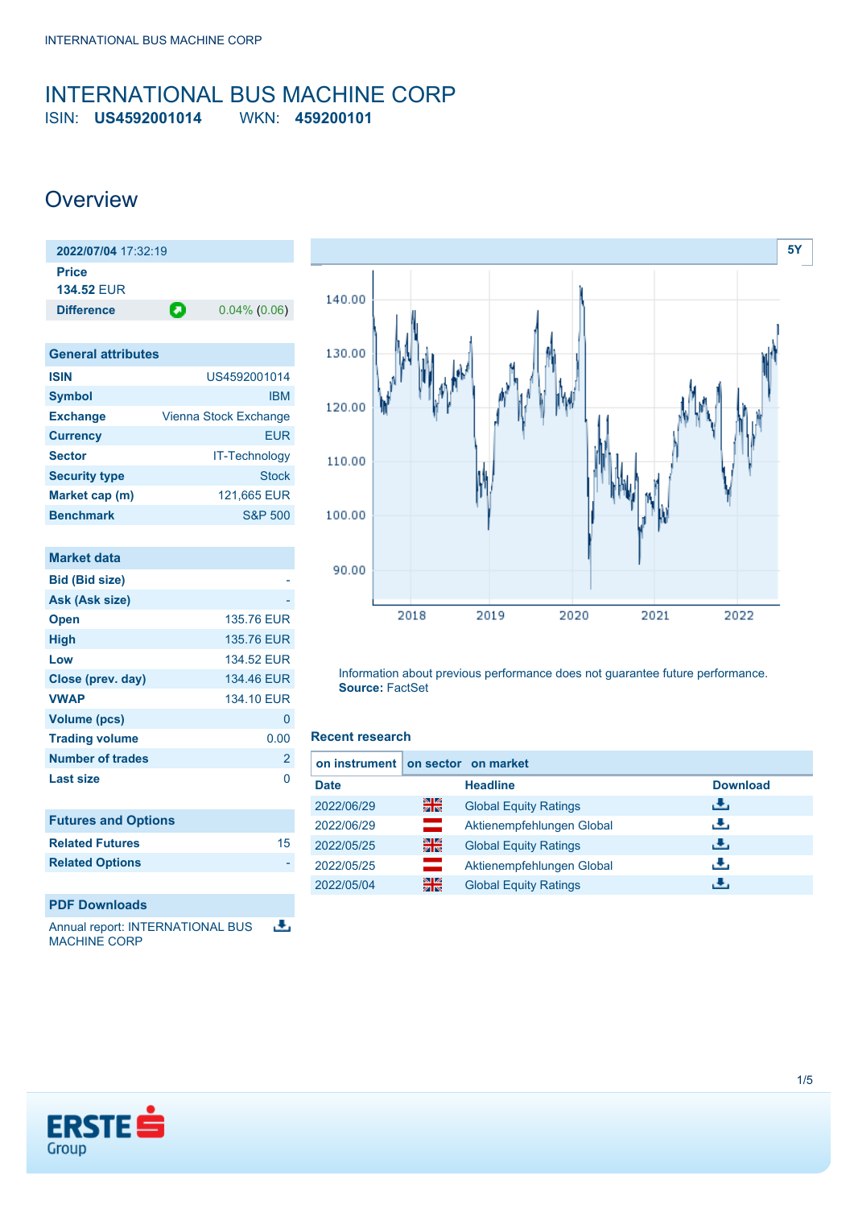# INTERNATIONAL BUS MACHINE CORP

ISIN: **US4592001014** WKN: **459200101**

## Overview

**2022/07/04** 17:32:19

**Price**
**134.52** EUR

**Difference** 0.04% (0.06)

| General attributes | |
|---|---|
| ISIN | US4592001014 |
| Symbol | IBM |
| Exchange | Vienna Stock Exchange |
| Currency | EUR |
| Sector | IT-Technology |
| Security type | Stock |
| Market cap (m) | 121,665 EUR |
| Benchmark | S&P 500 |

| Market data | |
|---|---|
| Bid (Bid size) | - |
| Ask (Ask size) | - |
| Open | 135.76 EUR |
| High | 135.76 EUR |
| Low | 134.52 EUR |
| Close (prev. day) | 134.46 EUR |
| VWAP | 134.10 EUR |
| Volume (pcs) | 0 |
| Trading volume | 0.00 |
| Number of trades | 2 |
| Last size | 0 |

| Futures and Options | |
|---|---|
| Related Futures | 15 |
| Related Options | - |

**PDF Downloads**

Annual report: INTERNATIONAL BUS MACHINE CORP

5Y

Information about previous performance does not guarantee future performance.
**Source:** FactSet

### Recent research

on instrument | on sector | on market

| Date | | Headline | Download |
|---|---|---|---|
| 2022/06/29 | | Global Equity Ratings | |
| 2022/06/29 | | Aktienempfehlungen Global | |
| 2022/05/25 | | Global Equity Ratings | |
| 2022/05/25 | | Aktienempfehlungen Global | |
| 2022/05/04 | | Global Equity Ratings | |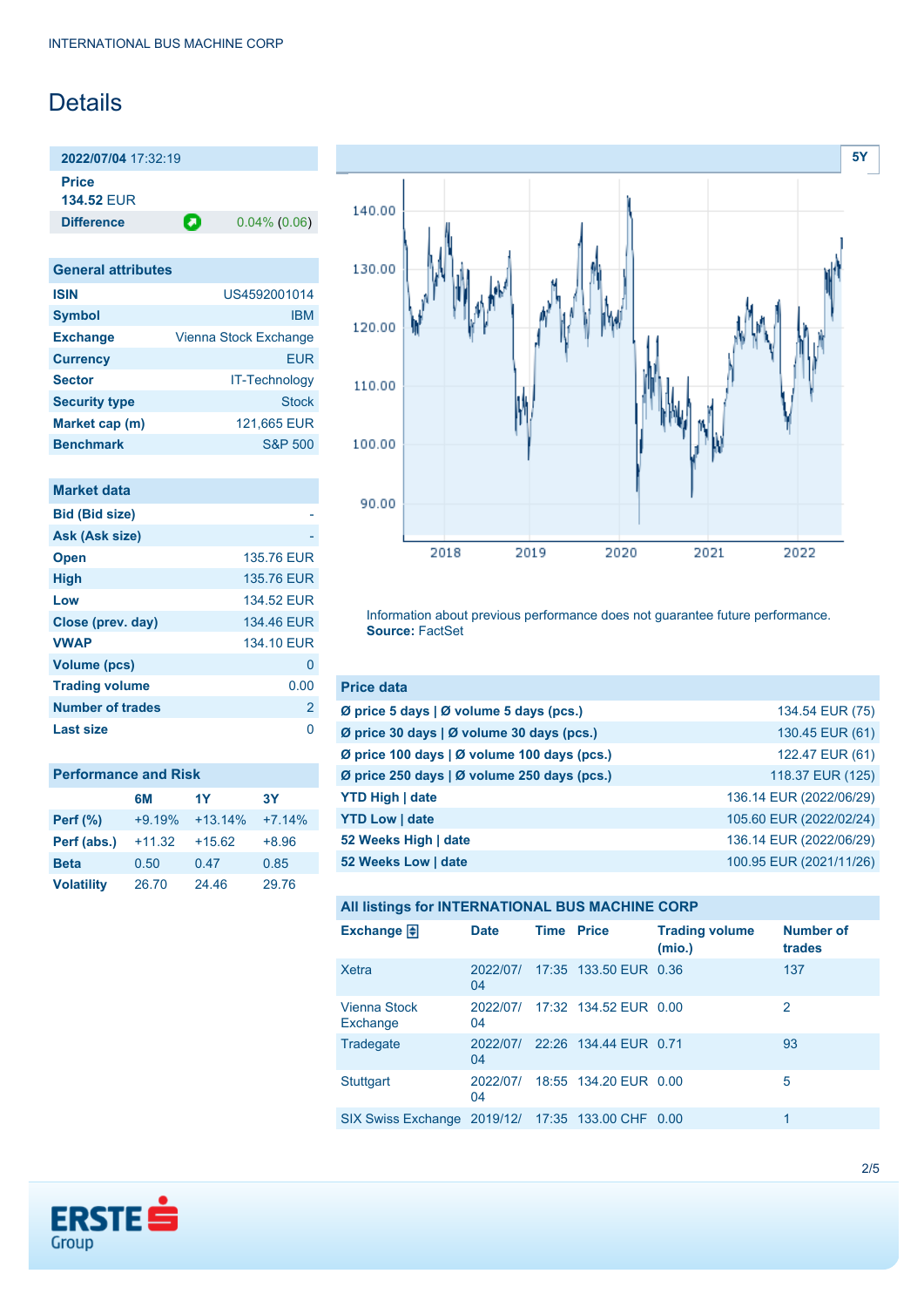# Details

| 2022/07/04 17:32:19 | |
|---|---|
| Price | |
| 134.52 EUR | |
| Difference | 0.04% (0.06) |

| General attributes | |
|---|---|
| ISIN | US4592001014 |
| Symbol | IBM |
| Exchange | Vienna Stock Exchange |
| Currency | EUR |
| Sector | IT-Technology |
| Security type | Stock |
| Market cap (m) | 121,665 EUR |
| Benchmark | S&P 500 |

| Market data | |
|---|---|
| Bid (Bid size) | - |
| Ask (Ask size) | - |
| Open | 135.76 EUR |
| High | 135.76 EUR |
| Low | 134.52 EUR |
| Close (prev. day) | 134.46 EUR |
| VWAP | 134.10 EUR |
| Volume (pcs) | 0 |
| Trading volume | 0.00 |
| Number of trades | 2 |
| Last size | 0 |

| Performance and Risk | 6M | 1Y | 3Y |
|---|---|---|---|
| Perf (%) | +9.19% | +13.14% | +7.14% |
| Perf (abs.) | +11.32 | +15.62 | +8.96 |
| Beta | 0.50 | 0.47 | 0.85 |
| Volatility | 26.70 | 24.46 | 29.76 |

Information about previous performance does not guarantee future performance.
**Source:** FactSet

| Price data | |
|---|---|
| Ø price 5 days \| Ø volume 5 days (pcs.) | 134.54 EUR (75) |
| Ø price 30 days \| Ø volume 30 days (pcs.) | 130.45 EUR (61) |
| Ø price 100 days \| Ø volume 100 days (pcs.) | 122.47 EUR (61) |
| Ø price 250 days \| Ø volume 250 days (pcs.) | 118.37 EUR (125) |
| YTD High \| date | 136.14 EUR (2022/06/29) |
| YTD Low \| date | 105.60 EUR (2022/02/24) |
| 52 Weeks High \| date | 136.14 EUR (2022/06/29) |
| 52 Weeks Low \| date | 100.95 EUR (2021/11/26) |

**All listings for INTERNATIONAL BUS MACHINE CORP**

| Exchange | Date | Time | Price | Trading volume (mio.) | Number of trades |
|---|---|---|---|---|---|
| Xetra | 2022/07/04 | 17:35 | 133.50 EUR | 0.36 | 137 |
| Vienna Stock Exchange | 2022/07/04 | 17:32 | 134.52 EUR | 0.00 | 2 |
| Tradegate | 2022/07/04 | 22:26 | 134.44 EUR | 0.71 | 93 |
| Stuttgart | 2022/07/04 | 18:55 | 134.20 EUR | 0.00 | 5 |
| SIX Swiss Exchange | 2019/12/ | 17:35 | 133.00 CHF | 0.00 | 1 |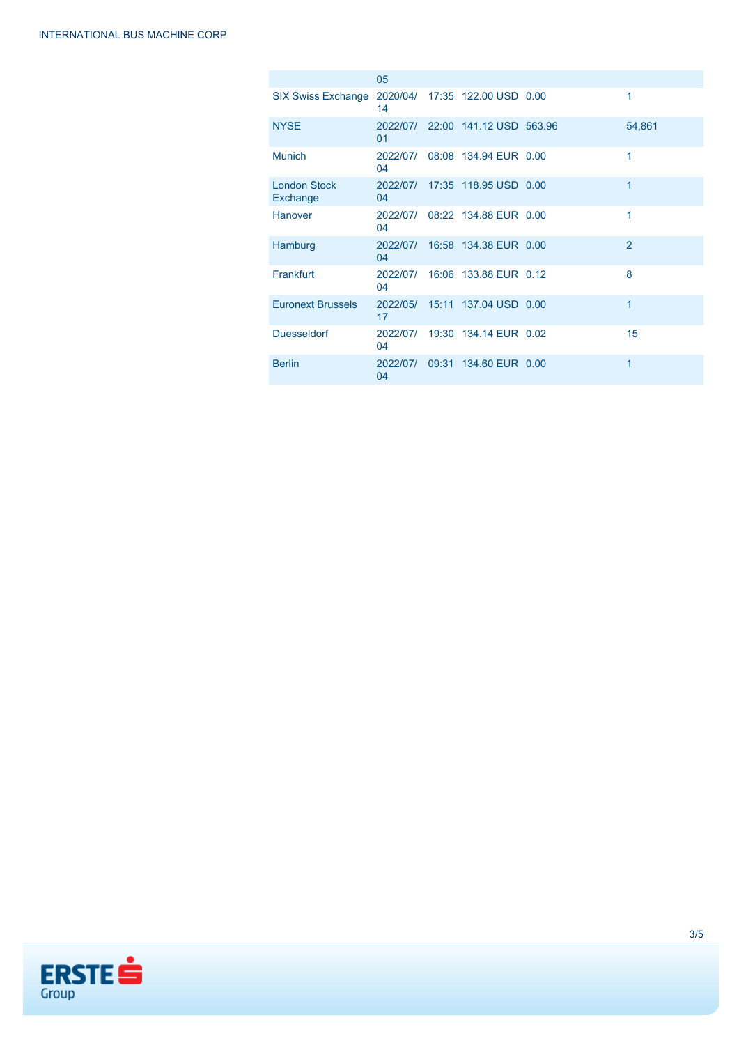| | | | | | |
|---|---|---|---|---|---|
| | 05 | | | | |
| SIX Swiss Exchange | 2020/04/14 | 17:35 | 122.00 USD | 0.00 | 1 |
| NYSE | 2022/07/01 | 22:00 | 141.12 USD | 563.96 | 54,861 |
| Munich | 2022/07/04 | 08:08 | 134.94 EUR | 0.00 | 1 |
| London Stock Exchange | 2022/07/04 | 17:35 | 118.95 USD | 0.00 | 1 |
| Hanover | 2022/07/04 | 08:22 | 134.88 EUR | 0.00 | 1 |
| Hamburg | 2022/07/04 | 16:58 | 134.38 EUR | 0.00 | 2 |
| Frankfurt | 2022/07/04 | 16:06 | 133.88 EUR | 0.12 | 8 |
| Euronext Brussels | 2022/05/17 | 15:11 | 137.04 USD | 0.00 | 1 |
| Duesseldorf | 2022/07/04 | 19:30 | 134.14 EUR | 0.02 | 15 |
| Berlin | 2022/07/04 | 09:31 | 134.60 EUR | 0.00 | 1 |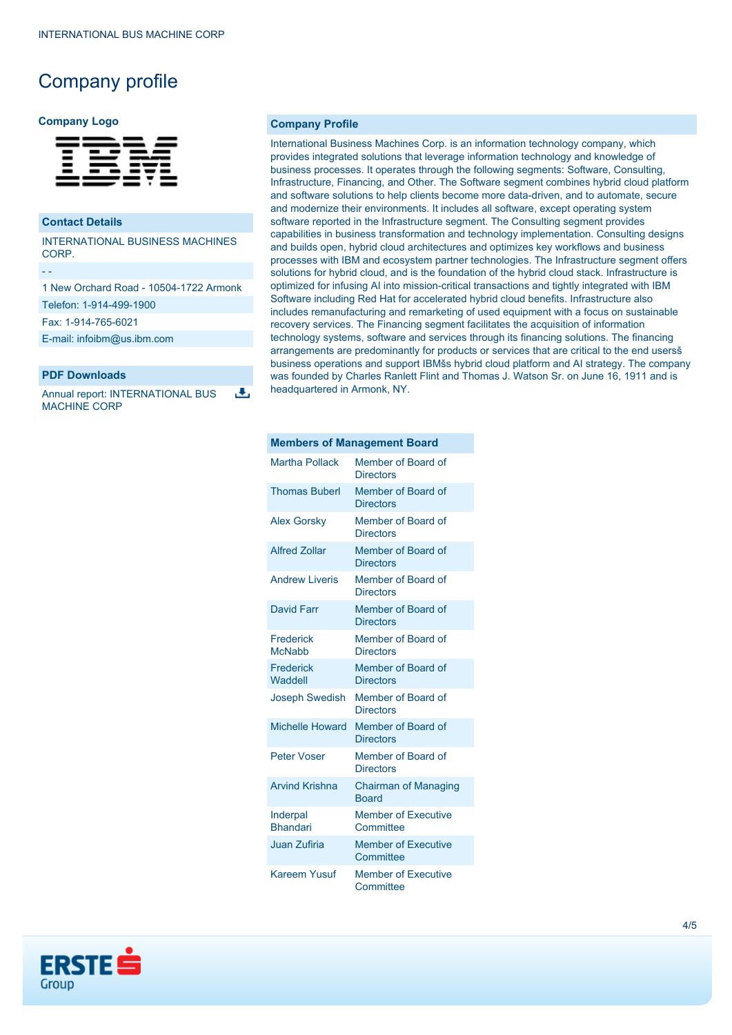# Company profile

### Company Logo

### Contact Details

INTERNATIONAL BUSINESS MACHINES CORP.

- -

1 New Orchard Road - 10504-1722 Armonk

Telefon: 1-914-499-1900

Fax: 1-914-765-6021

E-mail: infoibm@us.ibm.com

### PDF Downloads

Annual report: INTERNATIONAL BUS MACHINE CORP

### Company Profile

International Business Machines Corp. is an information technology company, which provides integrated solutions that leverage information technology and knowledge of business processes. It operates through the following segments: Software, Consulting, Infrastructure, Financing, and Other. The Software segment combines hybrid cloud platform and software solutions to help clients become more data-driven, and to automate, secure and modernize their environments. It includes all software, except operating system software reported in the Infrastructure segment. The Consulting segment provides capabilities in business transformation and technology implementation. Consulting designs and builds open, hybrid cloud architectures and optimizes key workflows and business processes with IBM and ecosystem partner technologies. The Infrastructure segment offers solutions for hybrid cloud, and is the foundation of the hybrid cloud stack. Infrastructure is optimized for infusing AI into mission-critical transactions and tightly integrated with IBM Software including Red Hat for accelerated hybrid cloud benefits. Infrastructure also includes remanufacturing and remarketing of used equipment with a focus on sustainable recovery services. The Financing segment facilitates the acquisition of information technology systems, software and services through its financing solutions. The financing arrangements are predominantly for products or services that are critical to the end usersš business operations and support IBMšs hybrid cloud platform and AI strategy. The company was founded by Charles Ranlett Flint and Thomas J. Watson Sr. on June 16, 1911 and is headquartered in Armonk, NY.

| Members of Management Board | |
|---|---|
| Martha Pollack | Member of Board of Directors |
| Thomas Buberl | Member of Board of Directors |
| Alex Gorsky | Member of Board of Directors |
| Alfred Zollar | Member of Board of Directors |
| Andrew Liveris | Member of Board of Directors |
| David Farr | Member of Board of Directors |
| Frederick McNabb | Member of Board of Directors |
| Frederick Waddell | Member of Board of Directors |
| Joseph Swedish | Member of Board of Directors |
| Michelle Howard | Member of Board of Directors |
| Peter Voser | Member of Board of Directors |
| Arvind Krishna | Chairman of Managing Board |
| Inderpal Bhandari | Member of Executive Committee |
| Juan Zufiria | Member of Executive Committee |
| Kareem Yusuf | Member of Executive Committee |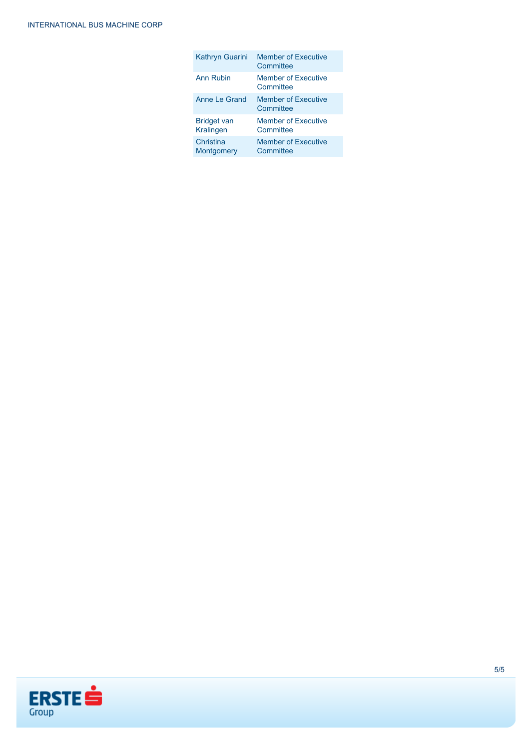| | |
|---|---|
| Kathryn Guarini | Member of Executive Committee |
| Ann Rubin | Member of Executive Committee |
| Anne Le Grand | Member of Executive Committee |
| Bridget van Kralingen | Member of Executive Committee |
| Christina Montgomery | Member of Executive Committee |